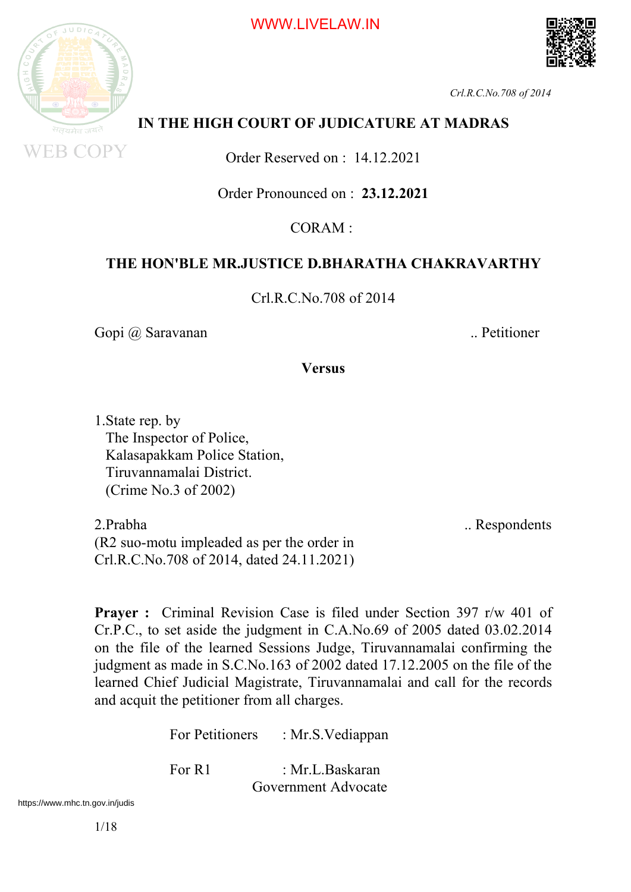# IN THE HIGH COURT OF JUDICATURE AT MADRAS

Order Reserved on : 14.12.2021

Order Pronounced on : **23.12.2021**

CORAM :

**THE HON'BLE MR.JUSTICE D.BHARATHA CHAKRAVARTHY**

Crl.R.C.No.708 of 2014

Gopi @ Saravanan .. Petitioner

**Versus**

1.State rep. by
The Inspector of Police,
Kalasapakkam Police Station,
Tiruvannamalai District.
(Crime No.3 of 2002)

2.Prabha .. Respondents
(R2 suo-motu impleaded as per the order in
Crl.R.C.No.708 of 2014, dated 24.11.2021)

**Prayer :** Criminal Revision Case is filed under Section 397 r/w 401 of Cr.P.C., to set aside the judgment in C.A.No.69 of 2005 dated 03.02.2014 on the file of the learned Sessions Judge, Tiruvannamalai confirming the judgment as made in S.C.No.163 of 2002 dated 17.12.2005 on the file of the learned Chief Judicial Magistrate, Tiruvannamalai and call for the records and acquit the petitioner from all charges.

For Petitioners : Mr.S.Vediappan

For R1 : Mr.L.Baskaran
Government Advocate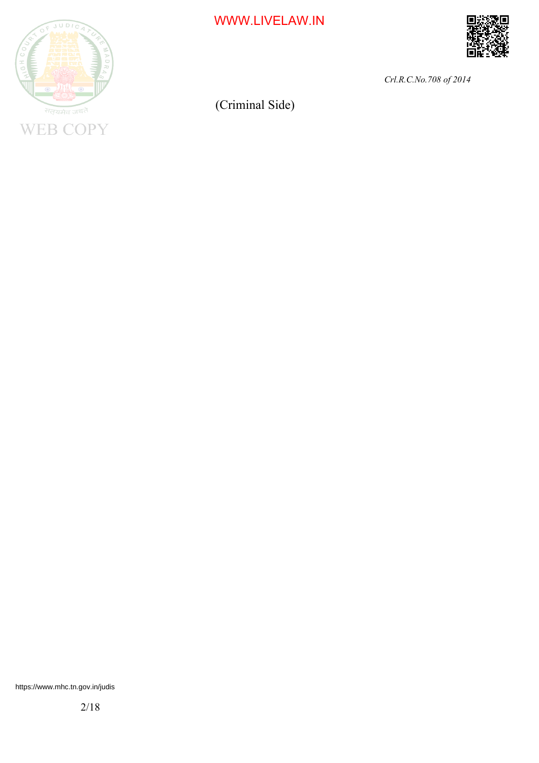(Criminal Side)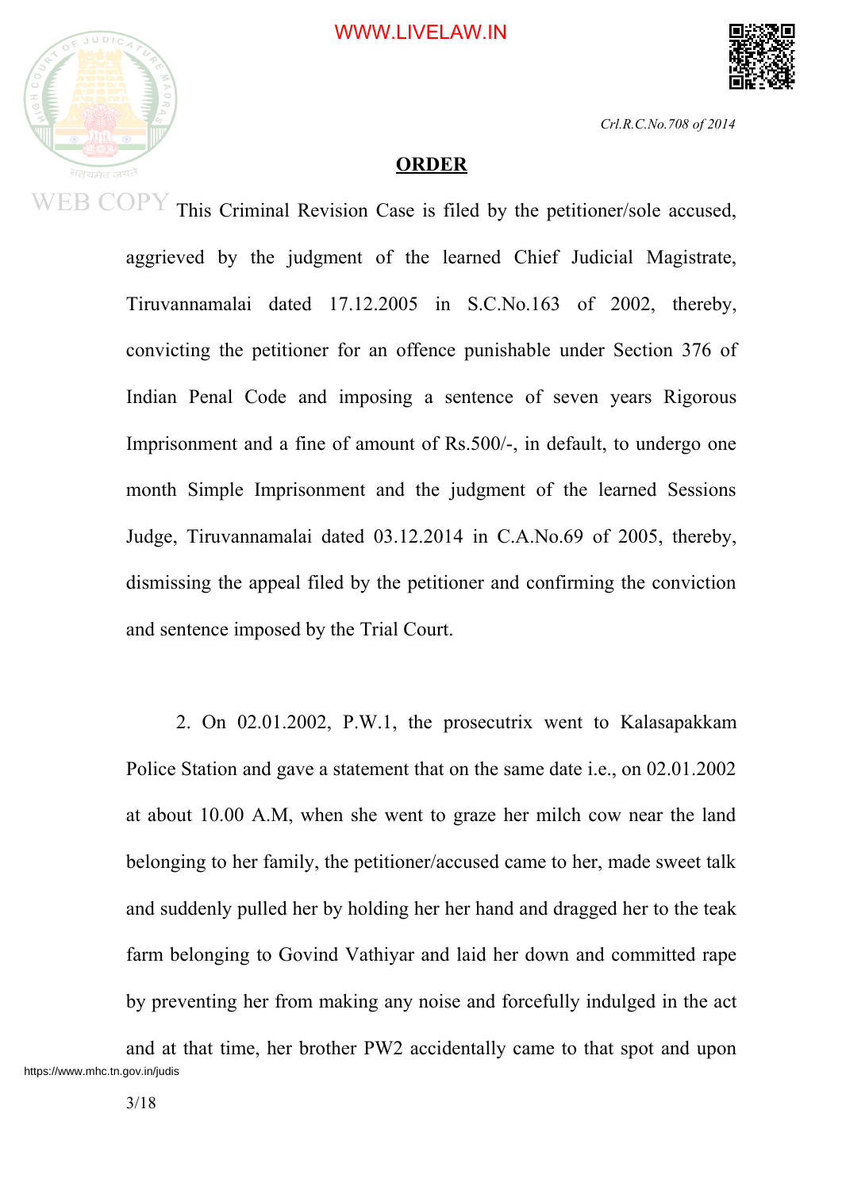## ORDER

This Criminal Revision Case is filed by the petitioner/sole accused, aggrieved by the judgment of the learned Chief Judicial Magistrate, Tiruvannamalai dated 17.12.2005 in S.C.No.163 of 2002, thereby, convicting the petitioner for an offence punishable under Section 376 of Indian Penal Code and imposing a sentence of seven years Rigorous Imprisonment and a fine of amount of Rs.500/-, in default, to undergo one month Simple Imprisonment and the judgment of the learned Sessions Judge, Tiruvannamalai dated 03.12.2014 in C.A.No.69 of 2005, thereby, dismissing the appeal filed by the petitioner and confirming the conviction and sentence imposed by the Trial Court.

2. On 02.01.2002, P.W.1, the prosecutrix went to Kalasapakkam Police Station and gave a statement that on the same date i.e., on 02.01.2002 at about 10.00 A.M, when she went to graze her milch cow near the land belonging to her family, the petitioner/accused came to her, made sweet talk and suddenly pulled her by holding her her hand and dragged her to the teak farm belonging to Govind Vathiyar and laid her down and committed rape by preventing her from making any noise and forcefully indulged in the act and at that time, her brother PW2 accidentally came to that spot and upon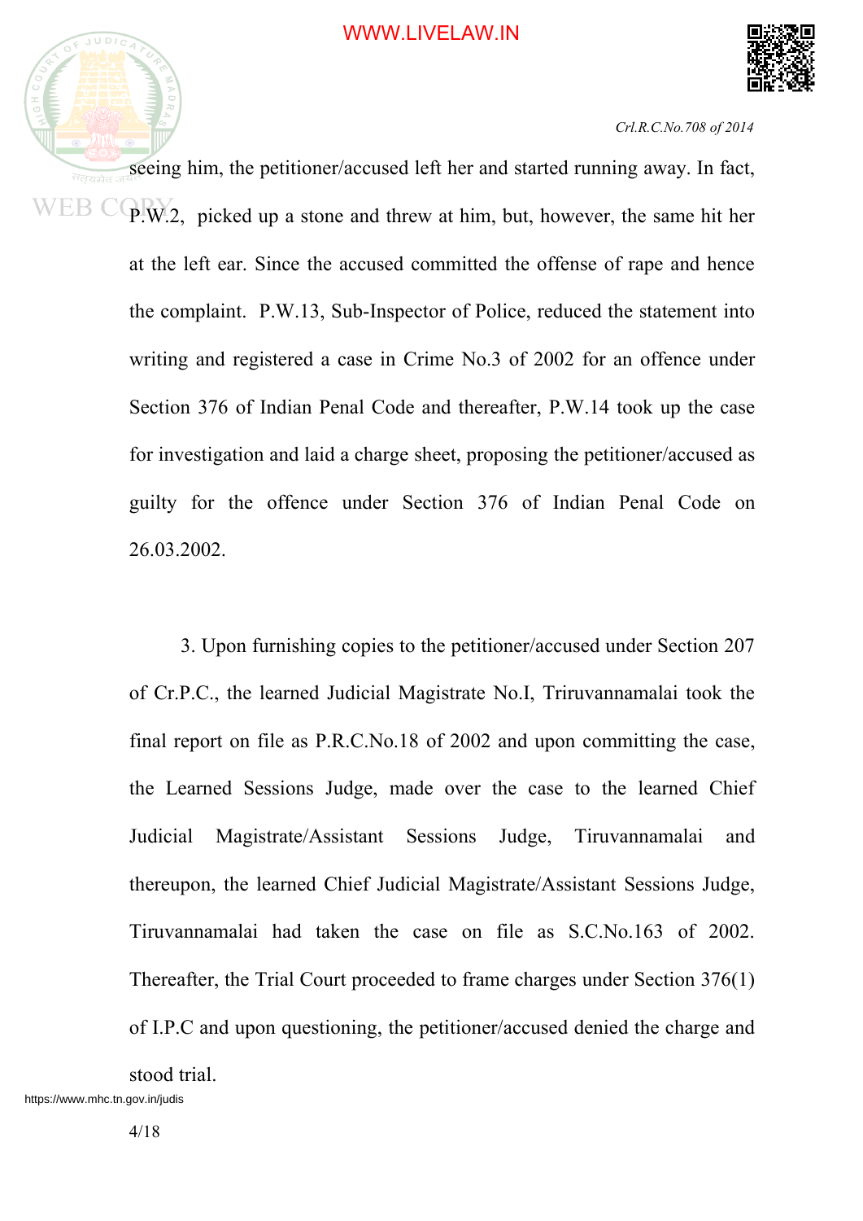seeing him, the petitioner/accused left her and started running away. In fact, P.W.2, picked up a stone and threw at him, but, however, the same hit her at the left ear. Since the accused committed the offense of rape and hence the complaint. P.W.13, Sub-Inspector of Police, reduced the statement into writing and registered a case in Crime No.3 of 2002 for an offence under Section 376 of Indian Penal Code and thereafter, P.W.14 took up the case for investigation and laid a charge sheet, proposing the petitioner/accused as guilty for the offence under Section 376 of Indian Penal Code on 26.03.2002.

3. Upon furnishing copies to the petitioner/accused under Section 207 of Cr.P.C., the learned Judicial Magistrate No.I, Triruvannamalai took the final report on file as P.R.C.No.18 of 2002 and upon committing the case, the Learned Sessions Judge, made over the case to the learned Chief Judicial Magistrate/Assistant Sessions Judge, Tiruvannamalai and thereupon, the learned Chief Judicial Magistrate/Assistant Sessions Judge, Tiruvannamalai had taken the case on file as S.C.No.163 of 2002. Thereafter, the Trial Court proceeded to frame charges under Section 376(1) of I.P.C and upon questioning, the petitioner/accused denied the charge and stood trial.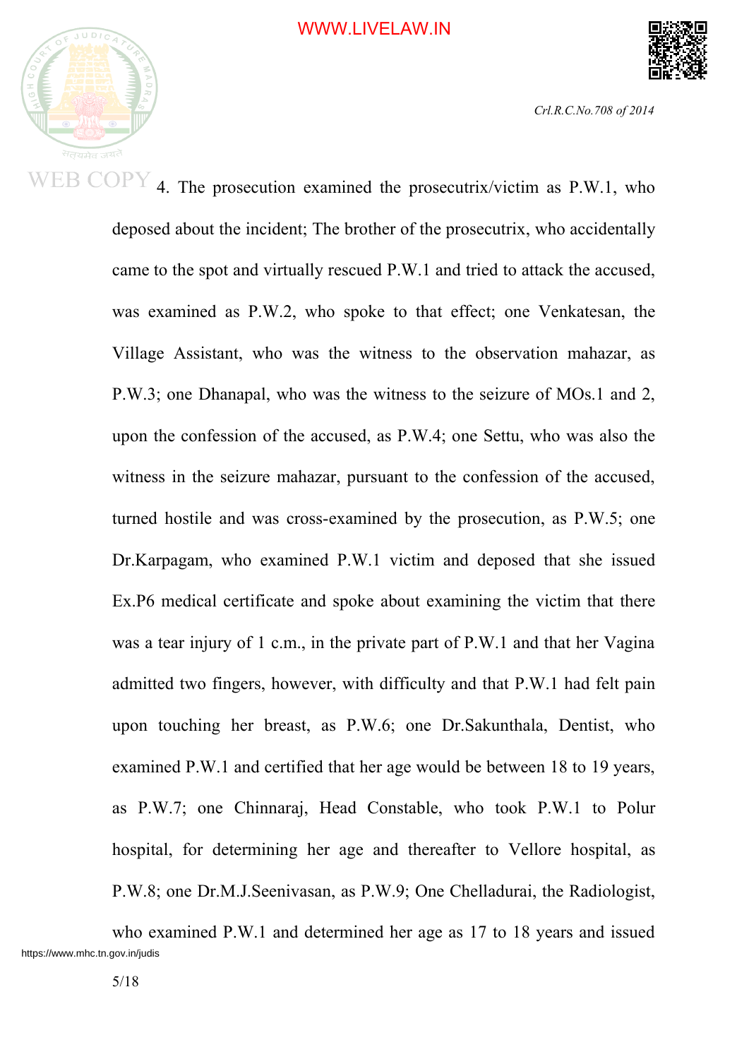4. The prosecution examined the prosecutrix/victim as P.W.1, who deposed about the incident; The brother of the prosecutrix, who accidentally came to the spot and virtually rescued P.W.1 and tried to attack the accused, was examined as P.W.2, who spoke to that effect; one Venkatesan, the Village Assistant, who was the witness to the observation mahazar, as P.W.3; one Dhanapal, who was the witness to the seizure of MOs.1 and 2, upon the confession of the accused, as P.W.4; one Settu, who was also the witness in the seizure mahazar, pursuant to the confession of the accused, turned hostile and was cross-examined by the prosecution, as P.W.5; one Dr.Karpagam, who examined P.W.1 victim and deposed that she issued Ex.P6 medical certificate and spoke about examining the victim that there was a tear injury of 1 c.m., in the private part of P.W.1 and that her Vagina admitted two fingers, however, with difficulty and that P.W.1 had felt pain upon touching her breast, as P.W.6; one Dr.Sakunthala, Dentist, who examined P.W.1 and certified that her age would be between 18 to 19 years, as P.W.7; one Chinnaraj, Head Constable, who took P.W.1 to Polur hospital, for determining her age and thereafter to Vellore hospital, as P.W.8; one Dr.M.J.Seenivasan, as P.W.9; One Chelladurai, the Radiologist, who examined P.W.1 and determined her age as 17 to 18 years and issued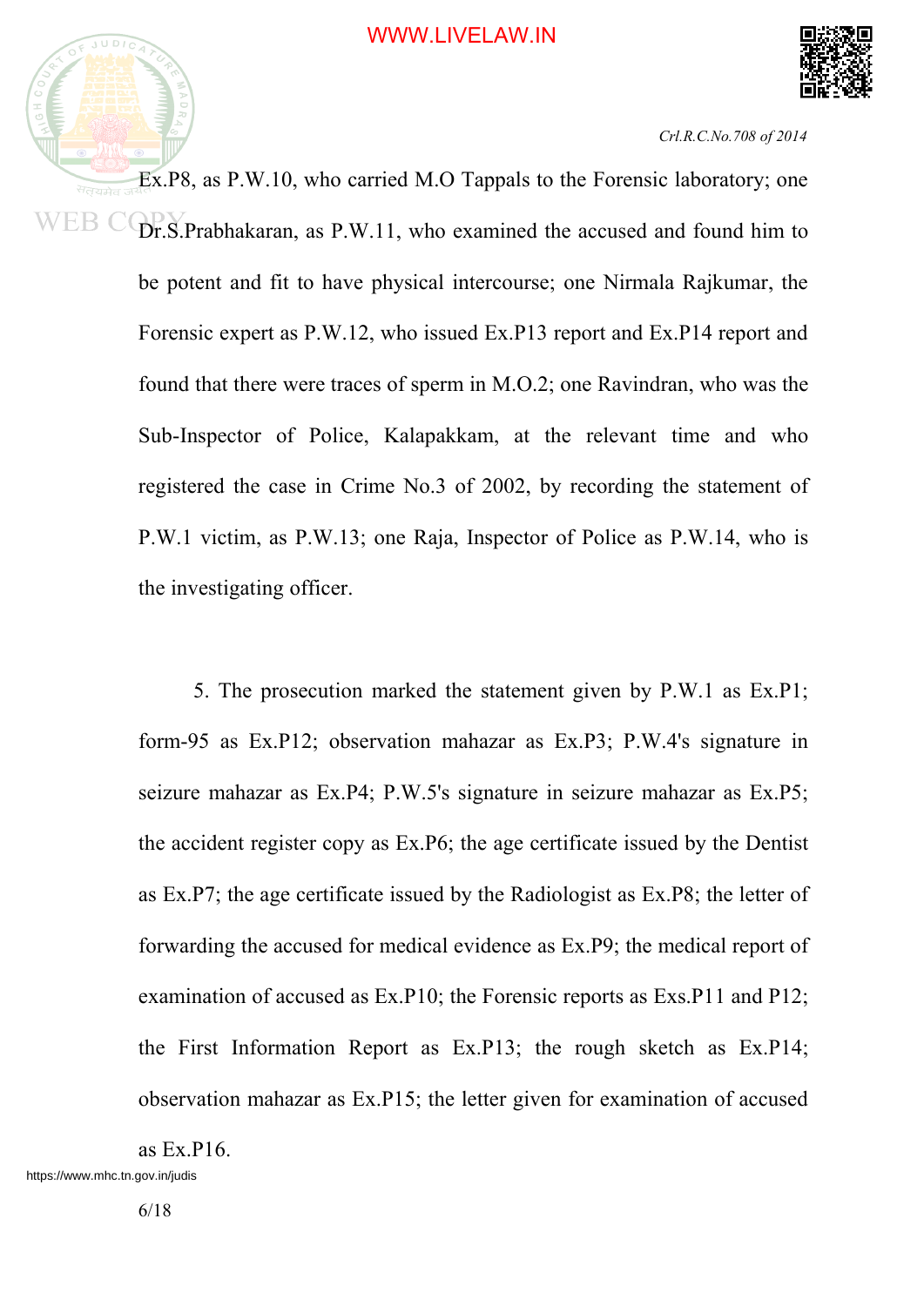Ex.P8, as P.W.10, who carried M.O Tappals to the Forensic laboratory; one Dr.S.Prabhakaran, as P.W.11, who examined the accused and found him to be potent and fit to have physical intercourse; one Nirmala Rajkumar, the Forensic expert as P.W.12, who issued Ex.P13 report and Ex.P14 report and found that there were traces of sperm in M.O.2; one Ravindran, who was the Sub-Inspector of Police, Kalapakkam, at the relevant time and who registered the case in Crime No.3 of 2002, by recording the statement of P.W.1 victim, as P.W.13; one Raja, Inspector of Police as P.W.14, who is the investigating officer.

5. The prosecution marked the statement given by P.W.1 as Ex.P1; form-95 as Ex.P12; observation mahazar as Ex.P3; P.W.4's signature in seizure mahazar as Ex.P4; P.W.5's signature in seizure mahazar as Ex.P5; the accident register copy as Ex.P6; the age certificate issued by the Dentist as Ex.P7; the age certificate issued by the Radiologist as Ex.P8; the letter of forwarding the accused for medical evidence as Ex.P9; the medical report of examination of accused as Ex.P10; the Forensic reports as Exs.P11 and P12; the First Information Report as Ex.P13; the rough sketch as Ex.P14; observation mahazar as Ex.P15; the letter given for examination of accused as Ex.P16.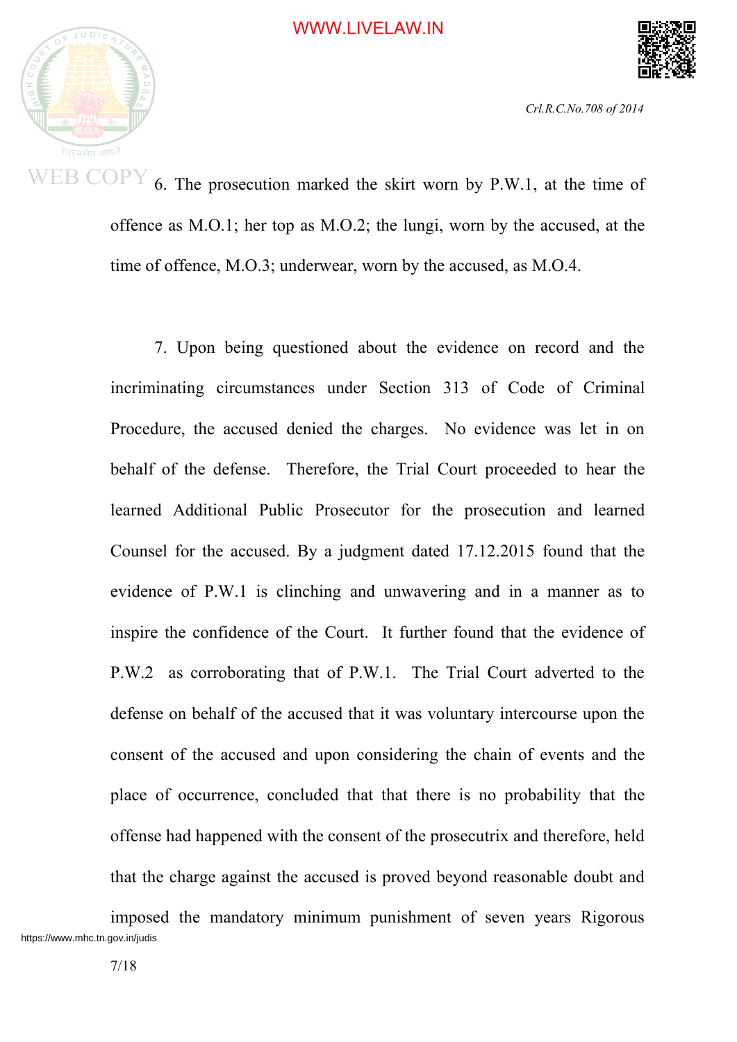6. The prosecution marked the skirt worn by P.W.1, at the time of offence as M.O.1; her top as M.O.2; the lungi, worn by the accused, at the time of offence, M.O.3; underwear, worn by the accused, as M.O.4.

7. Upon being questioned about the evidence on record and the incriminating circumstances under Section 313 of Code of Criminal Procedure, the accused denied the charges. No evidence was let in on behalf of the defense. Therefore, the Trial Court proceeded to hear the learned Additional Public Prosecutor for the prosecution and learned Counsel for the accused. By a judgment dated 17.12.2015 found that the evidence of P.W.1 is clinching and unwavering and in a manner as to inspire the confidence of the Court. It further found that the evidence of P.W.2 as corroborating that of P.W.1. The Trial Court adverted to the defense on behalf of the accused that it was voluntary intercourse upon the consent of the accused and upon considering the chain of events and the place of occurrence, concluded that that there is no probability that the offense had happened with the consent of the prosecutrix and therefore, held that the charge against the accused is proved beyond reasonable doubt and imposed the mandatory minimum punishment of seven years Rigorous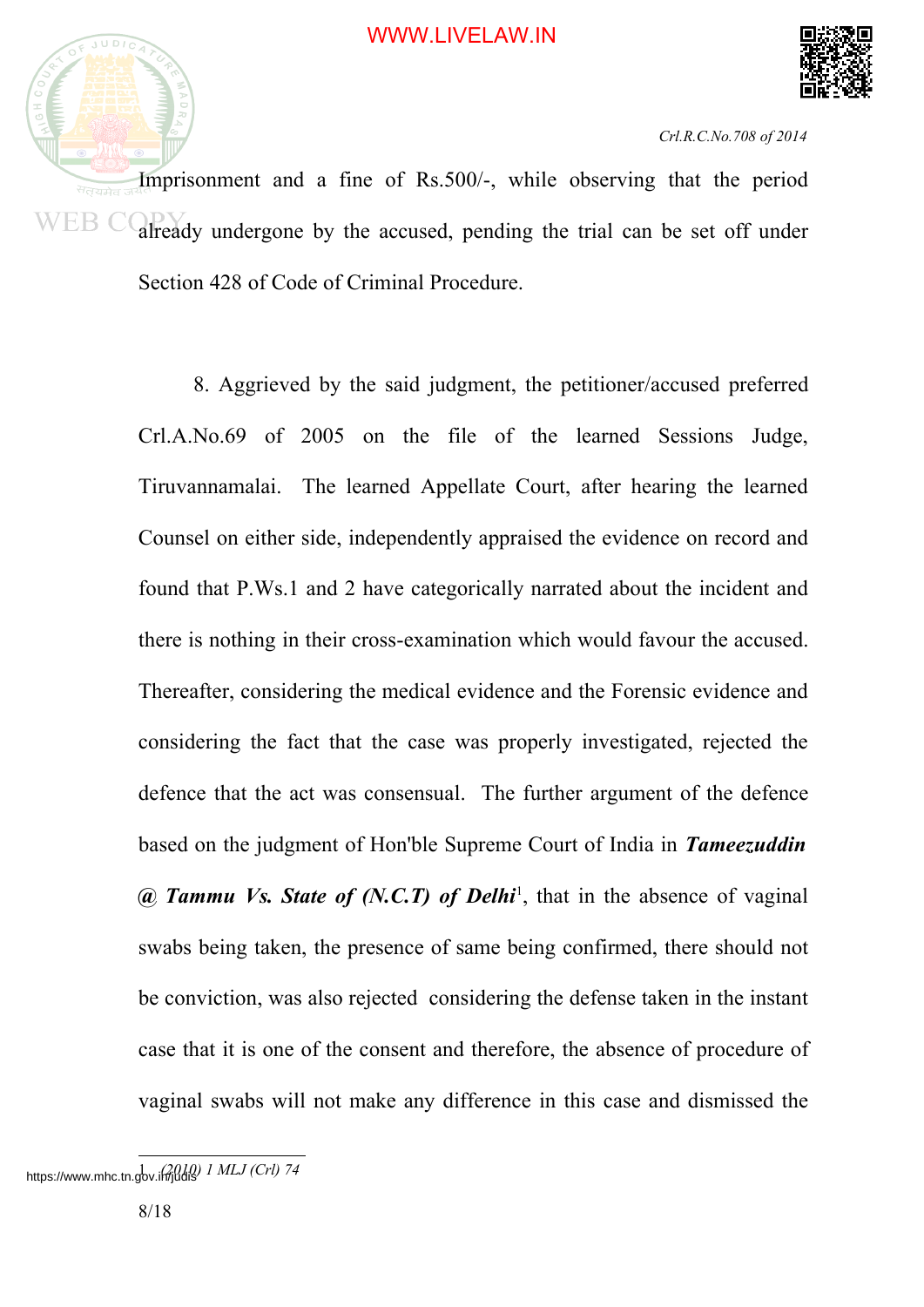Imprisonment and a fine of Rs.500/-, while observing that the period already undergone by the accused, pending the trial can be set off under Section 428 of Code of Criminal Procedure.

8. Aggrieved by the said judgment, the petitioner/accused preferred Crl.A.No.69 of 2005 on the file of the learned Sessions Judge, Tiruvannamalai. The learned Appellate Court, after hearing the learned Counsel on either side, independently appraised the evidence on record and found that P.Ws.1 and 2 have categorically narrated about the incident and there is nothing in their cross-examination which would favour the accused. Thereafter, considering the medical evidence and the Forensic evidence and considering the fact that the case was properly investigated, rejected the defence that the act was consensual. The further argument of the defence based on the judgment of Hon'ble Supreme Court of India in ***Tameezuddin @ Tammu Vs. State of (N.C.T) of Delhi***[1], that in the absence of vaginal swabs being taken, the presence of same being confirmed, there should not be conviction, was also rejected considering the defense taken in the instant case that it is one of the consent and therefore, the absence of procedure of vaginal swabs will not make any difference in this case and dismissed the

---

1. *(2010) 1 MLJ (Crl) 74*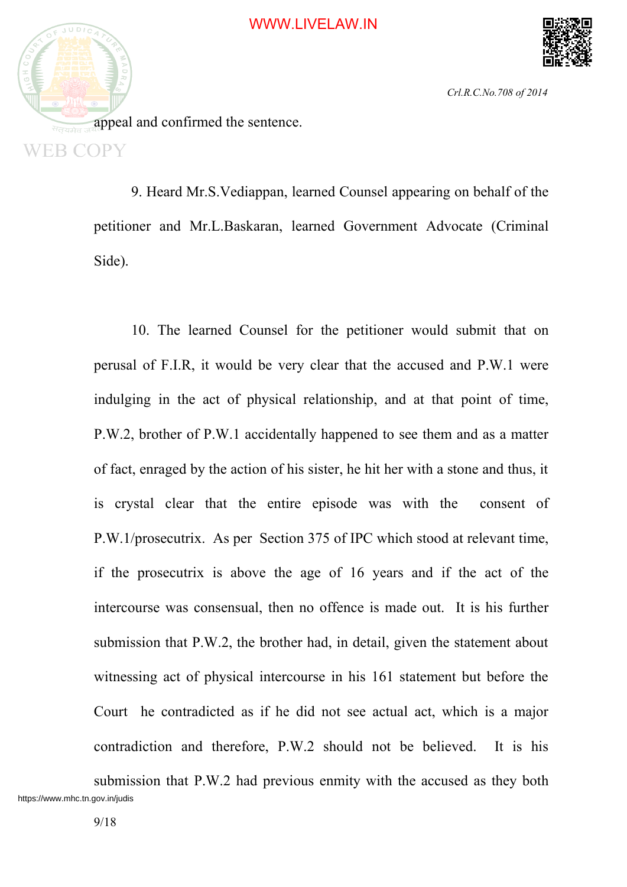appeal and confirmed the sentence.

9. Heard Mr.S.Vediappan, learned Counsel appearing on behalf of the petitioner and Mr.L.Baskaran, learned Government Advocate (Criminal Side).

10. The learned Counsel for the petitioner would submit that on perusal of F.I.R, it would be very clear that the accused and P.W.1 were indulging in the act of physical relationship, and at that point of time, P.W.2, brother of P.W.1 accidentally happened to see them and as a matter of fact, enraged by the action of his sister, he hit her with a stone and thus, it is crystal clear that the entire episode was with the consent of P.W.1/prosecutrix. As per Section 375 of IPC which stood at relevant time, if the prosecutrix is above the age of 16 years and if the act of the intercourse was consensual, then no offence is made out. It is his further submission that P.W.2, the brother had, in detail, given the statement about witnessing act of physical intercourse in his 161 statement but before the Court he contradicted as if he did not see actual act, which is a major contradiction and therefore, P.W.2 should not be believed. It is his submission that P.W.2 had previous enmity with the accused as they both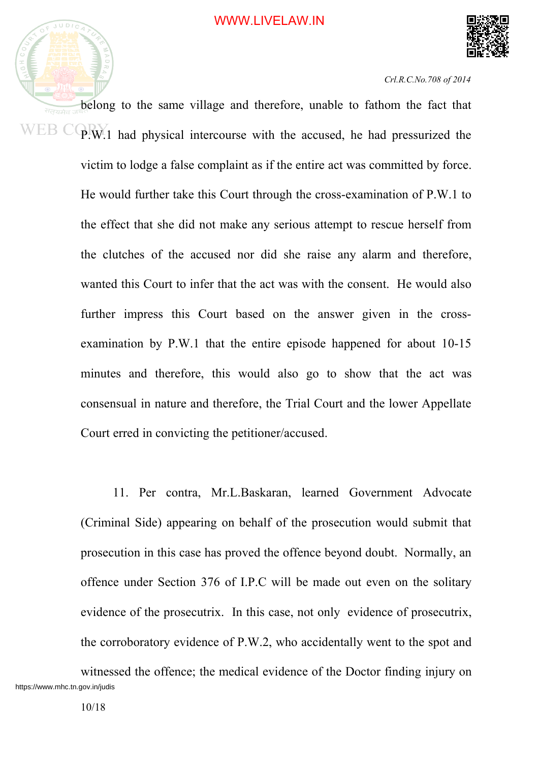belong to the same village and therefore, unable to fathom the fact that P.W.1 had physical intercourse with the accused, he had pressurized the victim to lodge a false complaint as if the entire act was committed by force. He would further take this Court through the cross-examination of P.W.1 to the effect that she did not make any serious attempt to rescue herself from the clutches of the accused nor did she raise any alarm and therefore, wanted this Court to infer that the act was with the consent. He would also further impress this Court based on the answer given in the cross-examination by P.W.1 that the entire episode happened for about 10-15 minutes and therefore, this would also go to show that the act was consensual in nature and therefore, the Trial Court and the lower Appellate Court erred in convicting the petitioner/accused.

11. Per contra, Mr.L.Baskaran, learned Government Advocate (Criminal Side) appearing on behalf of the prosecution would submit that prosecution in this case has proved the offence beyond doubt. Normally, an offence under Section 376 of I.P.C will be made out even on the solitary evidence of the prosecutrix. In this case, not only evidence of prosecutrix, the corroboratory evidence of P.W.2, who accidentally went to the spot and witnessed the offence; the medical evidence of the Doctor finding injury on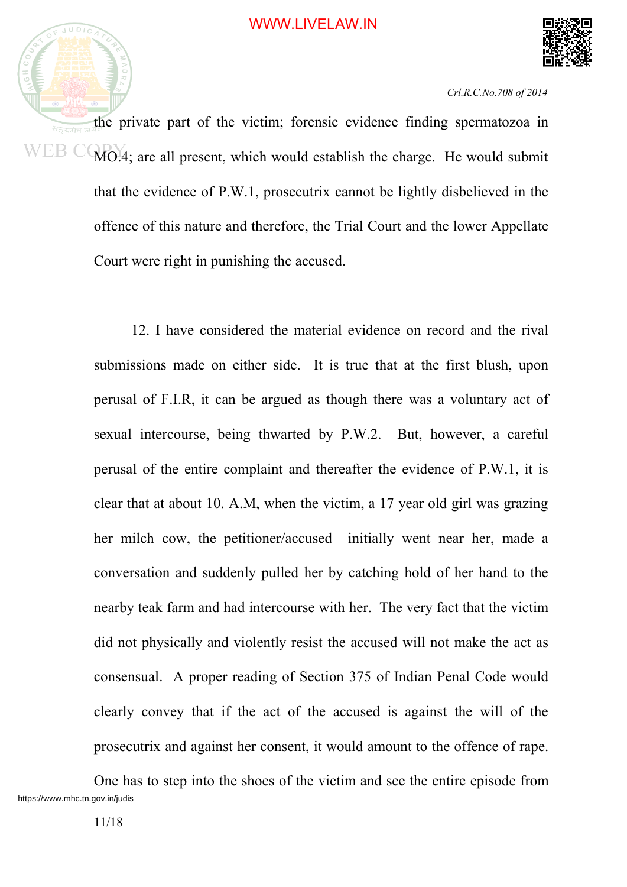the private part of the victim; forensic evidence finding spermatozoa in MO.4; are all present, which would establish the charge. He would submit that the evidence of P.W.1, prosecutrix cannot be lightly disbelieved in the offence of this nature and therefore, the Trial Court and the lower Appellate Court were right in punishing the accused.

12. I have considered the material evidence on record and the rival submissions made on either side. It is true that at the first blush, upon perusal of F.I.R, it can be argued as though there was a voluntary act of sexual intercourse, being thwarted by P.W.2. But, however, a careful perusal of the entire complaint and thereafter the evidence of P.W.1, it is clear that at about 10. A.M, when the victim, a 17 year old girl was grazing her milch cow, the petitioner/accused initially went near her, made a conversation and suddenly pulled her by catching hold of her hand to the nearby teak farm and had intercourse with her. The very fact that the victim did not physically and violently resist the accused will not make the act as consensual. A proper reading of Section 375 of Indian Penal Code would clearly convey that if the act of the accused is against the will of the prosecutrix and against her consent, it would amount to the offence of rape. One has to step into the shoes of the victim and see the entire episode from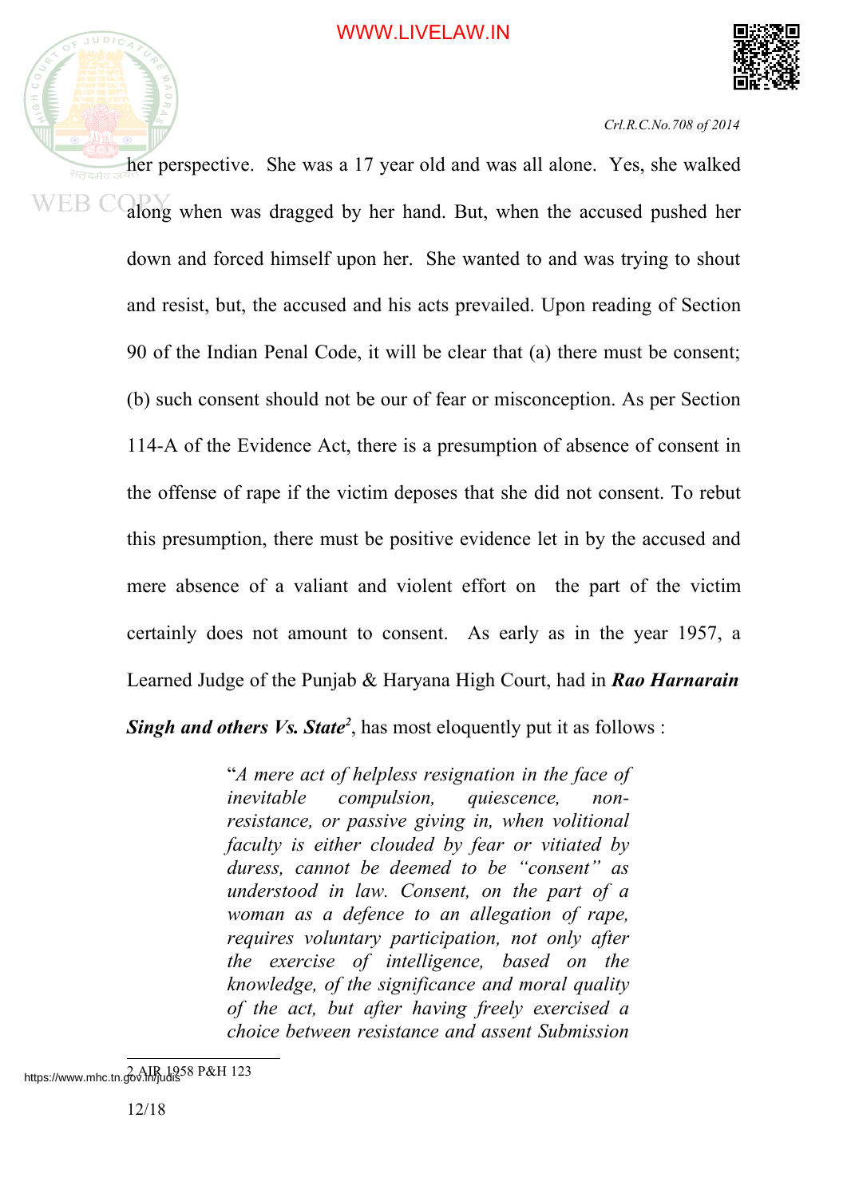her perspective. She was a 17 year old and was all alone. Yes, she walked along when was dragged by her hand. But, when the accused pushed her down and forced himself upon her. She wanted to and was trying to shout and resist, but, the accused and his acts prevailed. Upon reading of Section 90 of the Indian Penal Code, it will be clear that (a) there must be consent; (b) such consent should not be our of fear or misconception. As per Section 114-A of the Evidence Act, there is a presumption of absence of consent in the offense of rape if the victim deposes that she did not consent. To rebut this presumption, there must be positive evidence let in by the accused and mere absence of a valiant and violent effort on the part of the victim certainly does not amount to consent. As early as in the year 1957, a Learned Judge of the Punjab & Haryana High Court, had in ***Rao Harnarain Singh and others Vs. State***[2], has most eloquently put it as follows :

> "*A mere act of helpless resignation in the face of inevitable compulsion, quiescence, non-resistance, or passive giving in, when volitional faculty is either clouded by fear or vitiated by duress, cannot be deemed to be "consent" as understood in law. Consent, on the part of a woman as a defence to an allegation of rape, requires voluntary participation, not only after the exercise of intelligence, based on the knowledge, of the significance and moral quality of the act, but after having freely exercised a choice between resistance and assent Submission*

---

2 AIR 1958 P&H 123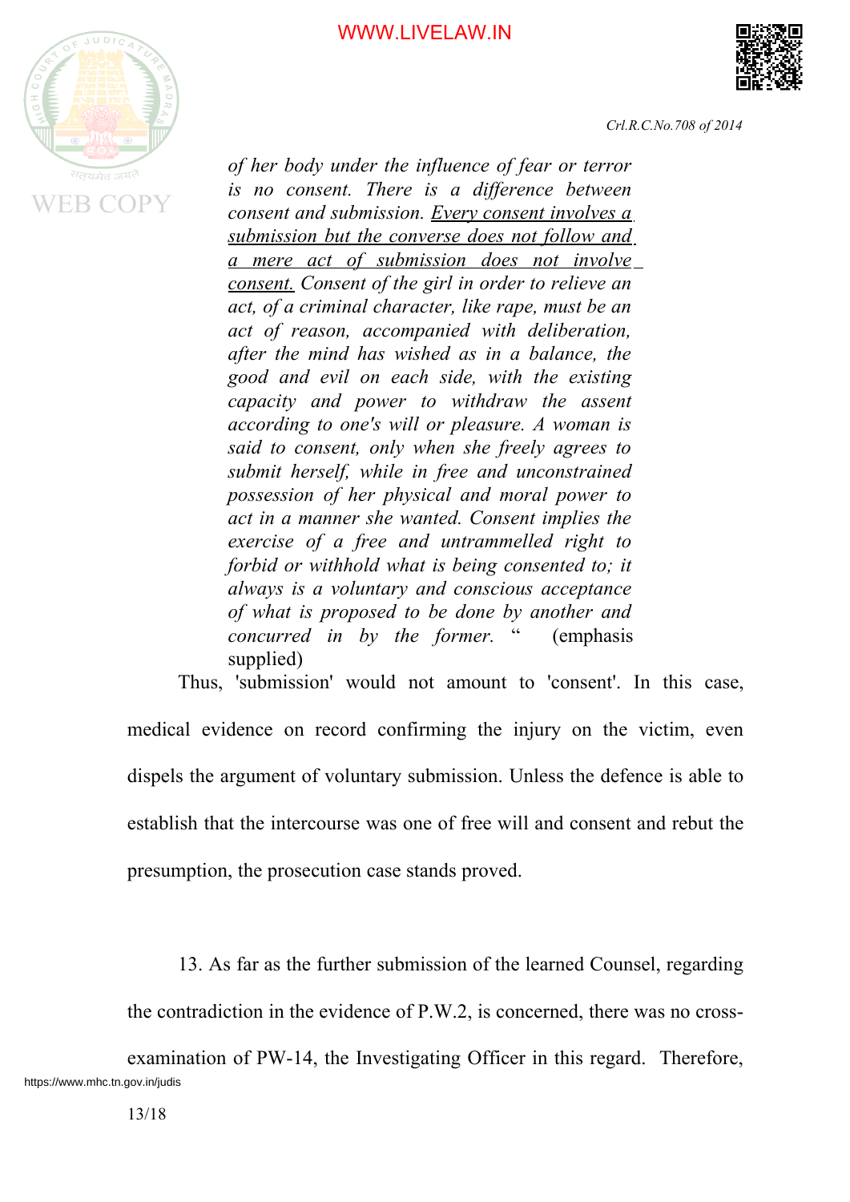*of her body under the influence of fear or terror is no consent. There is a difference between consent and submission. Every consent involves a submission but the converse does not follow and a mere act of submission does not involve consent. Consent of the girl in order to relieve an act, of a criminal character, like rape, must be an act of reason, accompanied with deliberation, after the mind has wished as in a balance, the good and evil on each side, with the existing capacity and power to withdraw the assent according to one's will or pleasure. A woman is said to consent, only when she freely agrees to submit herself, while in free and unconstrained possession of her physical and moral power to act in a manner she wanted. Consent implies the exercise of a free and untrammelled right to forbid or withhold what is being consented to; it always is a voluntary and conscious acceptance of what is proposed to be done by another and concurred in by the former.* " (emphasis supplied)

Thus, 'submission' would not amount to 'consent'. In this case, medical evidence on record confirming the injury on the victim, even dispels the argument of voluntary submission. Unless the defence is able to establish that the intercourse was one of free will and consent and rebut the presumption, the prosecution case stands proved.

13. As far as the further submission of the learned Counsel, regarding the contradiction in the evidence of P.W.2, is concerned, there was no cross-examination of PW-14, the Investigating Officer in this regard. Therefore,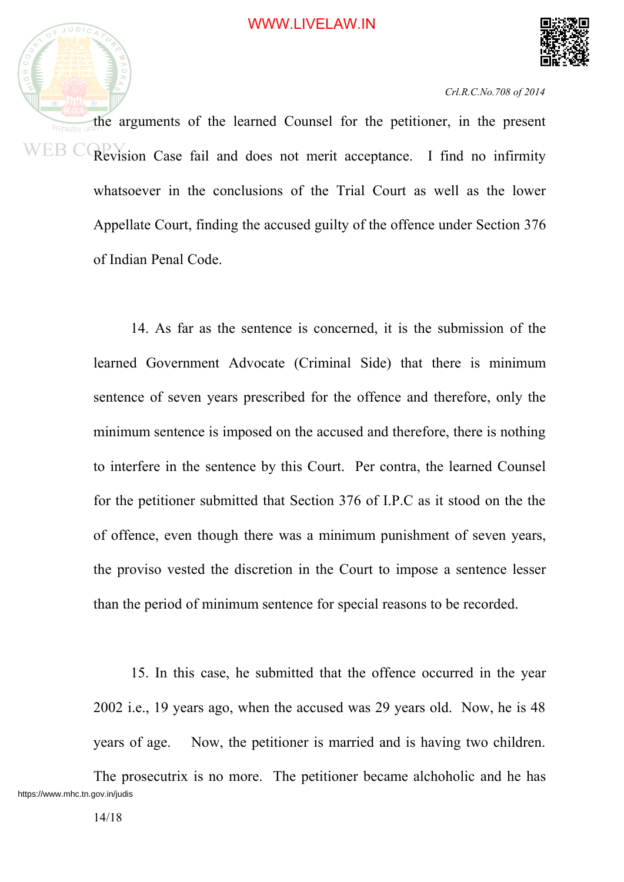the arguments of the learned Counsel for the petitioner, in the present Revision Case fail and does not merit acceptance. I find no infirmity whatsoever in the conclusions of the Trial Court as well as the lower Appellate Court, finding the accused guilty of the offence under Section 376 of Indian Penal Code.

14. As far as the sentence is concerned, it is the submission of the learned Government Advocate (Criminal Side) that there is minimum sentence of seven years prescribed for the offence and therefore, only the minimum sentence is imposed on the accused and therefore, there is nothing to interfere in the sentence by this Court. Per contra, the learned Counsel for the petitioner submitted that Section 376 of I.P.C as it stood on the the of offence, even though there was a minimum punishment of seven years, the proviso vested the discretion in the Court to impose a sentence lesser than the period of minimum sentence for special reasons to be recorded.

15. In this case, he submitted that the offence occurred in the year 2002 i.e., 19 years ago, when the accused was 29 years old. Now, he is 48 years of age. Now, the petitioner is married and is having two children. The prosecutrix is no more. The petitioner became alchoholic and he has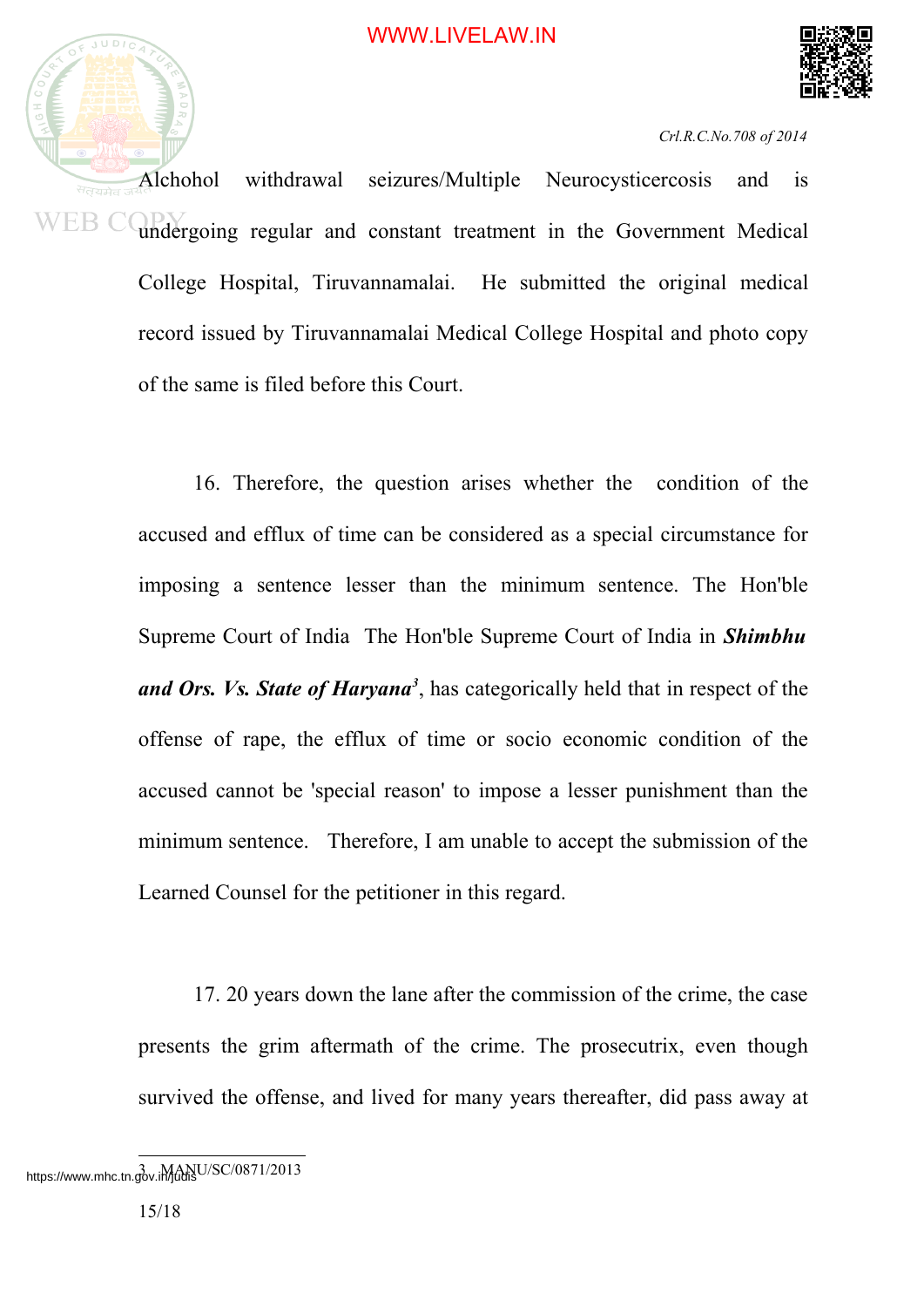Alchohol withdrawal seizures/Multiple Neurocysticercosis and is undergoing regular and constant treatment in the Government Medical College Hospital, Tiruvannamalai. He submitted the original medical record issued by Tiruvannamalai Medical College Hospital and photo copy of the same is filed before this Court.

16. Therefore, the question arises whether the condition of the accused and efflux of time can be considered as a special circumstance for imposing a sentence lesser than the minimum sentence. The Hon'ble Supreme Court of India The Hon'ble Supreme Court of India in ***Shimbhu and Ors. Vs. State of Haryana***[3], has categorically held that in respect of the offense of rape, the efflux of time or socio economic condition of the accused cannot be 'special reason' to impose a lesser punishment than the minimum sentence. Therefore, I am unable to accept the submission of the Learned Counsel for the petitioner in this regard.

17. 20 years down the lane after the commission of the crime, the case presents the grim aftermath of the crime. The prosecutrix, even though survived the offense, and lived for many years thereafter, did pass away at

---

3 MANU/SC/0871/2013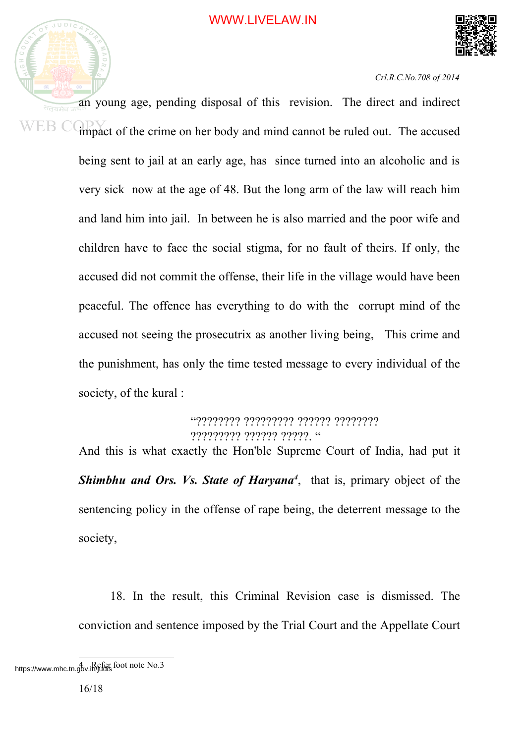an young age, pending disposal of this revision. The direct and indirect impact of the crime on her body and mind cannot be ruled out. The accused being sent to jail at an early age, has since turned into an alcoholic and is very sick now at the age of 48. But the long arm of the law will reach him and land him into jail. In between he is also married and the poor wife and children have to face the social stigma, for no fault of theirs. If only, the accused did not commit the offense, their life in the village would have been peaceful. The offence has everything to do with the corrupt mind of the accused not seeing the prosecutrix as another living being, This crime and the punishment, has only the time tested message to every individual of the society, of the kural :

> "???????? ????????? ?????? ????????
> ????????? ?????? ?????. "

And this is what exactly the Hon'ble Supreme Court of India, had put it ***Shimbhu and Ors. Vs. State of Haryana***[4], that is, primary object of the sentencing policy in the offense of rape being, the deterrent message to the society,

18. In the result, this Criminal Revision case is dismissed. The conviction and sentence imposed by the Trial Court and the Appellate Court

---

4 Refer foot note No.3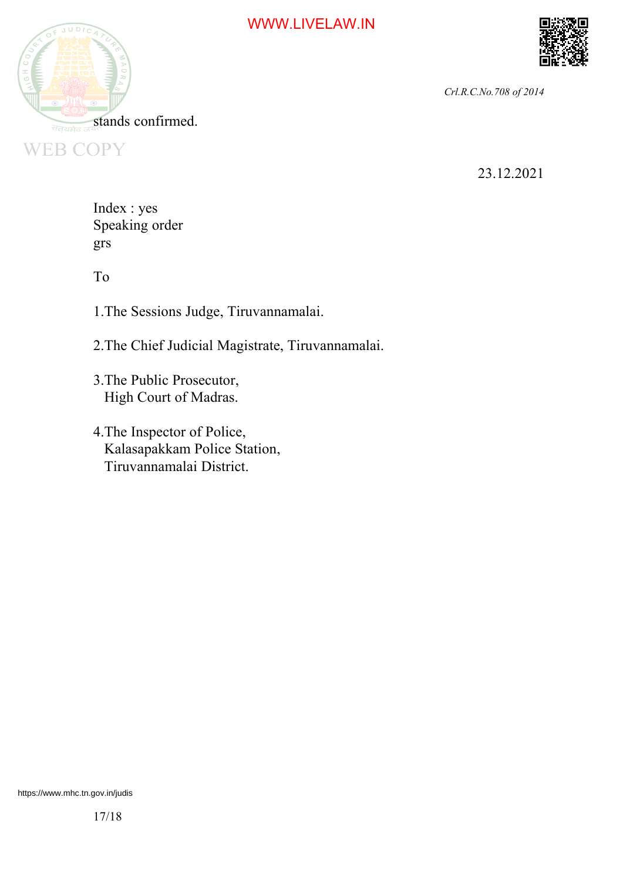stands confirmed.

23.12.2021

Index : yes
Speaking order
grs

To

1.The Sessions Judge, Tiruvannamalai.

2.The Chief Judicial Magistrate, Tiruvannamalai.

3.The Public Prosecutor,
High Court of Madras.

4.The Inspector of Police,
Kalasapakkam Police Station,
Tiruvannamalai District.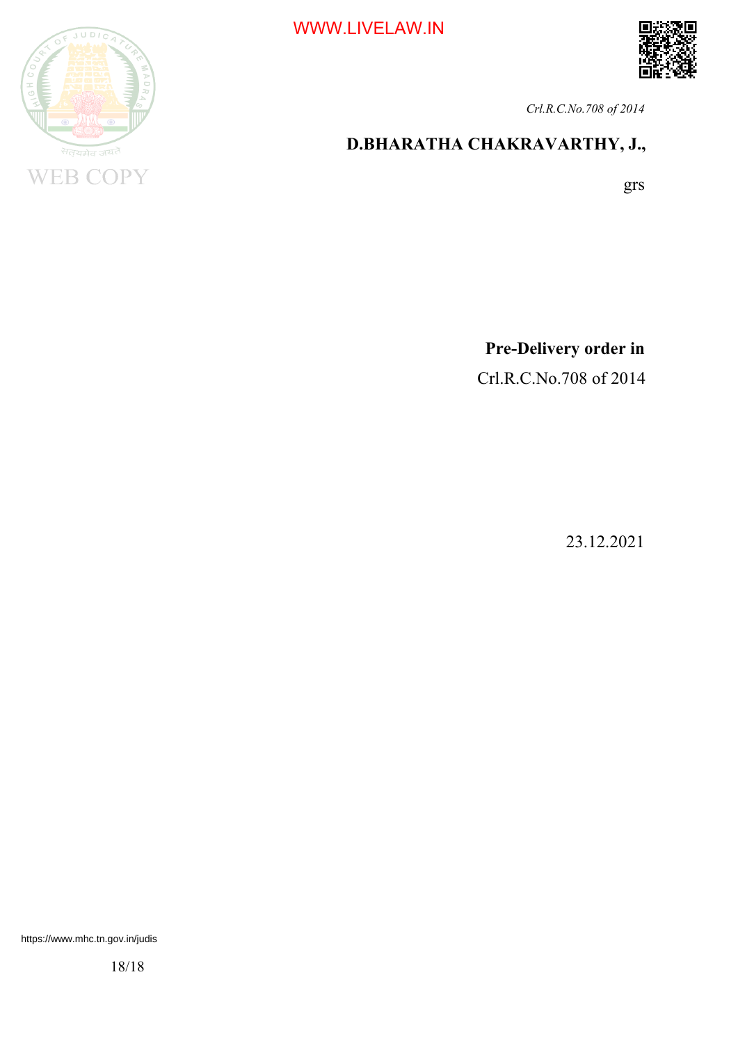**D.BHARATHA CHAKRAVARTHY, J.,**

grs

**Pre-Delivery order in**

Crl.R.C.No.708 of 2014

23.12.2021